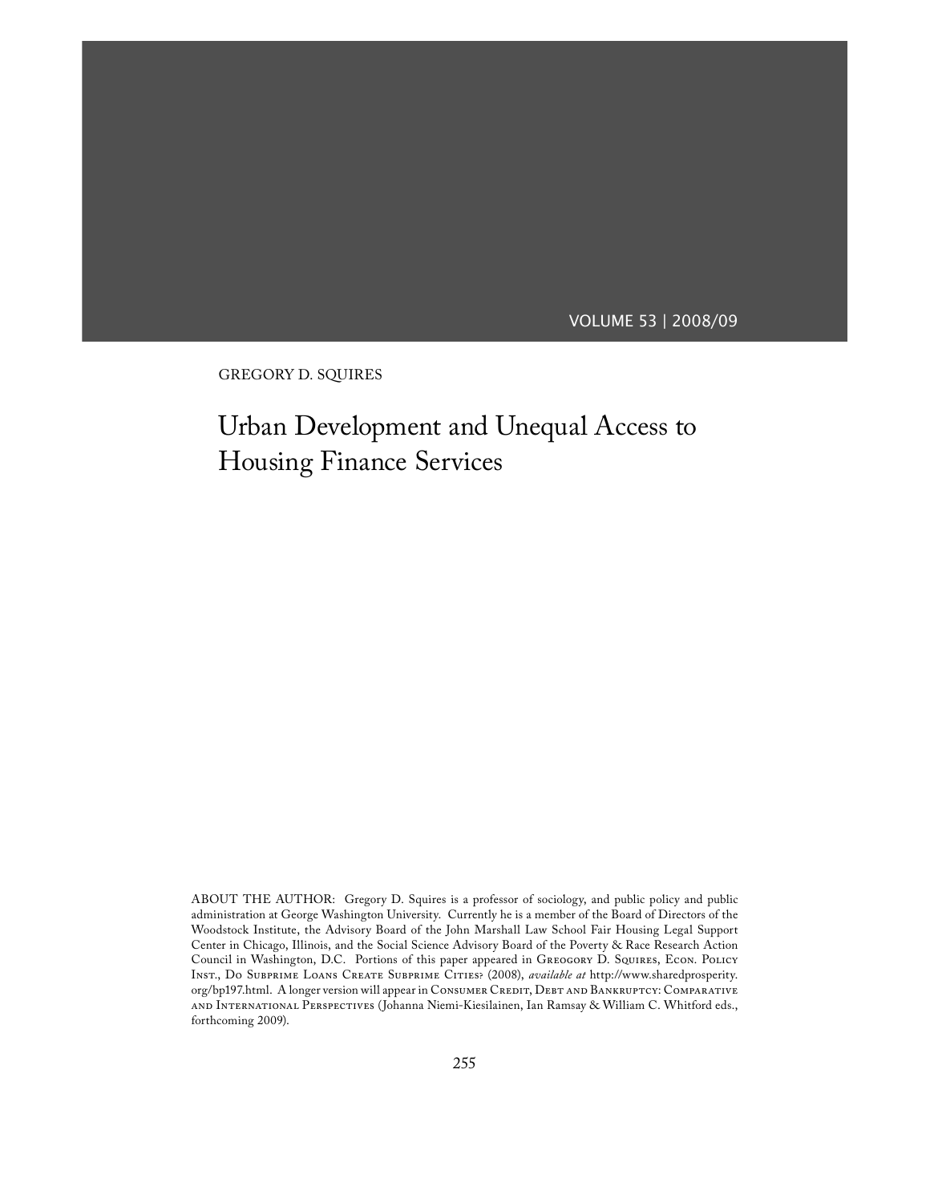GREGORY D. SQUIRES

# Urban Development and Unequal Access to Housing Finance Services

ABOUT THE AUTHOR: Gregory D. Squires is a professor of sociology, and public policy and public administration at George Washington University. Currently he is a member of the Board of Directors of the Woodstock Institute, the Advisory Board of the John Marshall Law School Fair Housing Legal Support Center in Chicago, Illinois, and the Social Science Advisory Board of the Poverty & Race Research Action Council in Washington, D.C. Portions of this paper appeared in Greogory D. Squires, Econ. Policy Inst., Do Subprime Loans Create Subprime Cities? (2008), *available at* http://www.sharedprosperity.org/bp197.html. A longer version will appear in Consumer Credit, Debt and Bankruptcy: Comparative and International Perspectives (Johanna Niemi-Kiesilainen, Ian Ramsay & William C. Whitford eds., forthcoming 2009).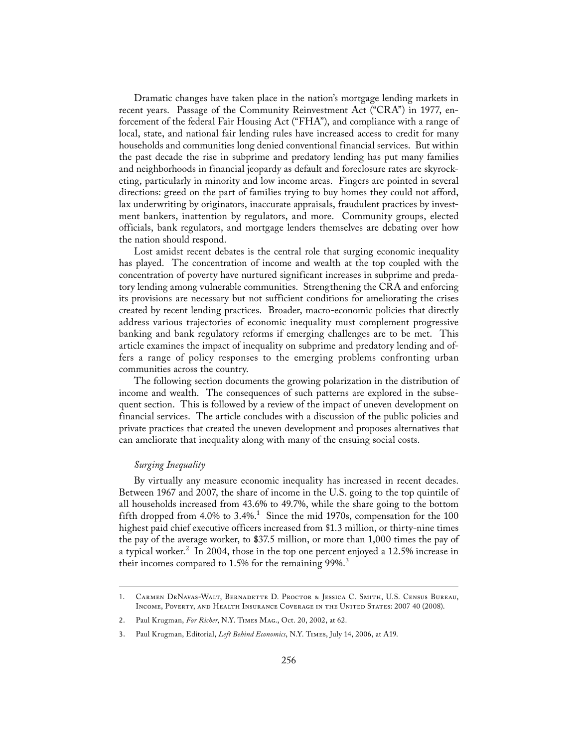Dramatic changes have taken place in the nation's mortgage lending markets in recent years. Passage of the Community Reinvestment Act ("CRA") in 1977, enforcement of the federal Fair Housing Act ("FHA"), and compliance with a range of local, state, and national fair lending rules have increased access to credit for many households and communities long denied conventional financial services. But within the past decade the rise in subprime and predatory lending has put many families and neighborhoods in financial jeopardy as default and foreclosure rates are skyrocketing, particularly in minority and low income areas. Fingers are pointed in several directions: greed on the part of families trying to buy homes they could not afford, lax underwriting by originators, inaccurate appraisals, fraudulent practices by investment bankers, inattention by regulators, and more. Community groups, elected officials, bank regulators, and mortgage lenders themselves are debating over how the nation should respond.

Lost amidst recent debates is the central role that surging economic inequality has played. The concentration of income and wealth at the top coupled with the concentration of poverty have nurtured significant increases in subprime and predatory lending among vulnerable communities. Strengthening the CRA and enforcing its provisions are necessary but not sufficient conditions for ameliorating the crises created by recent lending practices. Broader, macro-economic policies that directly address various trajectories of economic inequality must complement progressive banking and bank regulatory reforms if emerging challenges are to be met. This article examines the impact of inequality on subprime and predatory lending and offers a range of policy responses to the emerging problems confronting urban communities across the country.

The following section documents the growing polarization in the distribution of income and wealth. The consequences of such patterns are explored in the subsequent section. This is followed by a review of the impact of uneven development on financial services. The article concludes with a discussion of the public policies and private practices that created the uneven development and proposes alternatives that can ameliorate that inequality along with many of the ensuing social costs.

### *Surging Inequality*

By virtually any measure economic inequality has increased in recent decades. Between 1967 and 2007, the share of income in the U.S. going to the top quintile of all households increased from 43.6% to 49.7%, while the share going to the bottom fifth dropped from 4.0% to 3.4%.[1] Since the mid 1970s, compensation for the 100 highest paid chief executive officers increased from $1.3 million, or thirty-nine times the pay of the average worker, to $37.5 million, or more than 1,000 times the pay of a typical worker.[2] In 2004, those in the top one percent enjoyed a 12.5% increase in their incomes compared to 1.5% for the remaining 99%.[3]

---

1. Carmen DeNavas-Walt, Bernadette D. Proctor & Jessica C. Smith, U.S. Census Bureau, Income, Poverty, and Health Insurance Coverage in the United States: 2007 40 (2008).

2. Paul Krugman, *For Richer*, N.Y. Times Mag., Oct. 20, 2002, at 62.

3. Paul Krugman, Editorial, *Left Behind Economics*, N.Y. Times, July 14, 2006, at A19.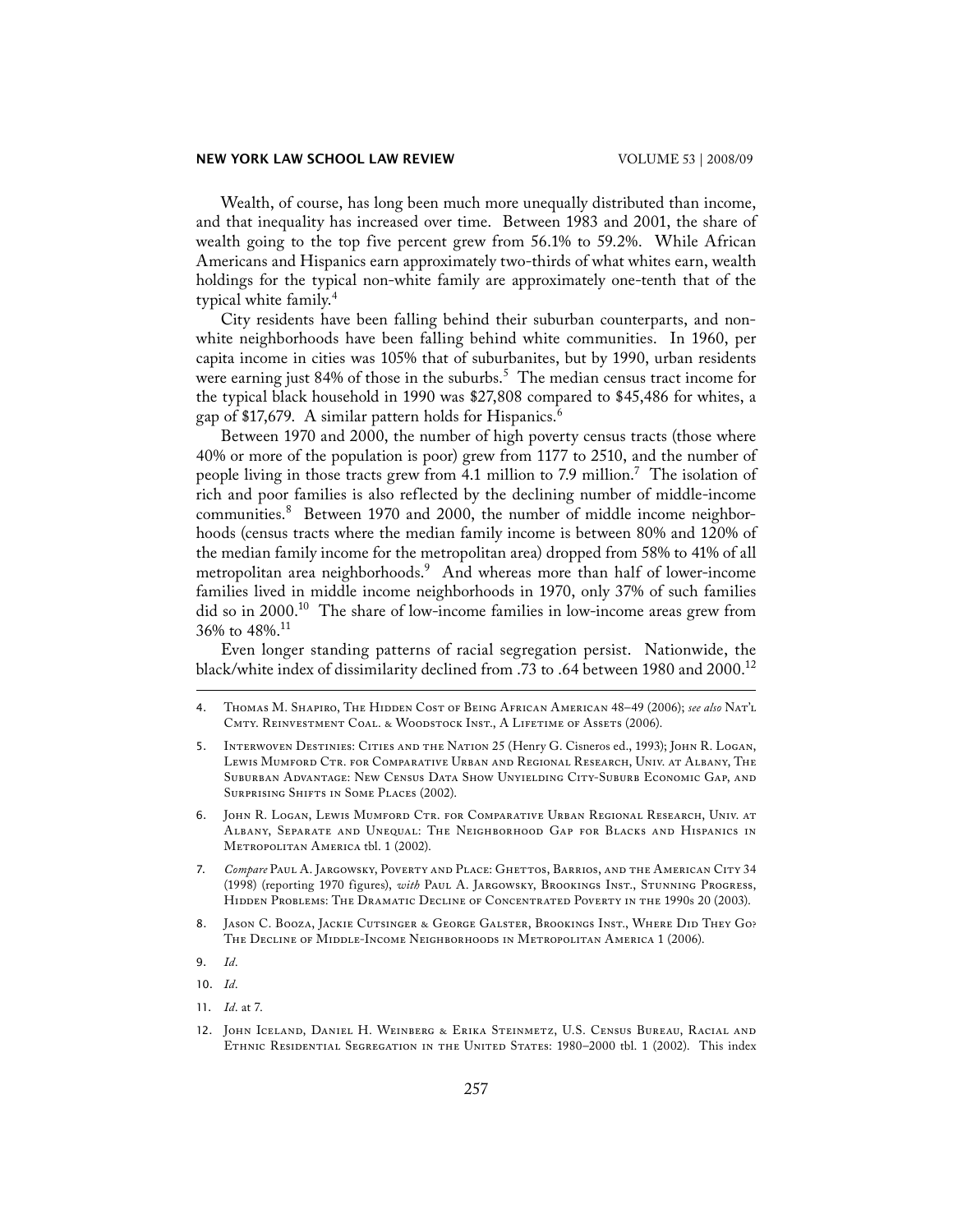Wealth, of course, has long been much more unequally distributed than income, and that inequality has increased over time. Between 1983 and 2001, the share of wealth going to the top five percent grew from 56.1% to 59.2%. While African Americans and Hispanics earn approximately two-thirds of what whites earn, wealth holdings for the typical non-white family are approximately one-tenth that of the typical white family.[4]

City residents have been falling behind their suburban counterparts, and non-white neighborhoods have been falling behind white communities. In 1960, per capita income in cities was 105% that of suburbanites, but by 1990, urban residents were earning just 84% of those in the suburbs.[5] The median census tract income for the typical black household in 1990 was $27,808 compared to $45,486 for whites, a gap of $17,679. A similar pattern holds for Hispanics.[6]

Between 1970 and 2000, the number of high poverty census tracts (those where 40% or more of the population is poor) grew from 1177 to 2510, and the number of people living in those tracts grew from 4.1 million to 7.9 million.[7] The isolation of rich and poor families is also reflected by the declining number of middle-income communities.[8] Between 1970 and 2000, the number of middle income neighborhoods (census tracts where the median family income is between 80% and 120% of the median family income for the metropolitan area) dropped from 58% to 41% of all metropolitan area neighborhoods.[9] And whereas more than half of lower-income families lived in middle income neighborhoods in 1970, only 37% of such families did so in 2000.[10] The share of low-income families in low-income areas grew from 36% to 48%.[11]

Even longer standing patterns of racial segregation persist. Nationwide, the black/white index of dissimilarity declined from .73 to .64 between 1980 and 2000.[12]

---

4. Thomas M. Shapiro, The Hidden Cost of Being African American 48–49 (2006); *see also* Nat'l Cmty. Reinvestment Coal. & Woodstock Inst., A Lifetime of Assets (2006).

5. Interwoven Destinies: Cities and the Nation 25 (Henry G. Cisneros ed., 1993); John R. Logan, Lewis Mumford Ctr. for Comparative Urban and Regional Research, Univ. at Albany, The Suburban Advantage: New Census Data Show Unyielding City-Suburb Economic Gap, and Surprising Shifts in Some Places (2002).

6. John R. Logan, Lewis Mumford Ctr. for Comparative Urban Regional Research, Univ. at Albany, Separate and Unequal: The Neighborhood Gap for Blacks and Hispanics in Metropolitan America tbl. 1 (2002).

7. *Compare* Paul A. Jargowsky, Poverty and Place: Ghettos, Barrios, and the American City 34 (1998) (reporting 1970 figures), *with* Paul A. Jargowsky, Brookings Inst., Stunning Progress, Hidden Problems: The Dramatic Decline of Concentrated Poverty in the 1990s 20 (2003).

8. Jason C. Booza, Jackie Cutsinger & George Galster, Brookings Inst., Where Did They Go? The Decline of Middle-Income Neighborhoods in Metropolitan America 1 (2006).

9. *Id*.

10. *Id*.

11. *Id*. at 7.

12. John Iceland, Daniel H. Weinberg & Erika Steinmetz, U.S. Census Bureau, Racial and Ethnic Residential Segregation in the United States: 1980–2000 tbl. 1 (2002). This index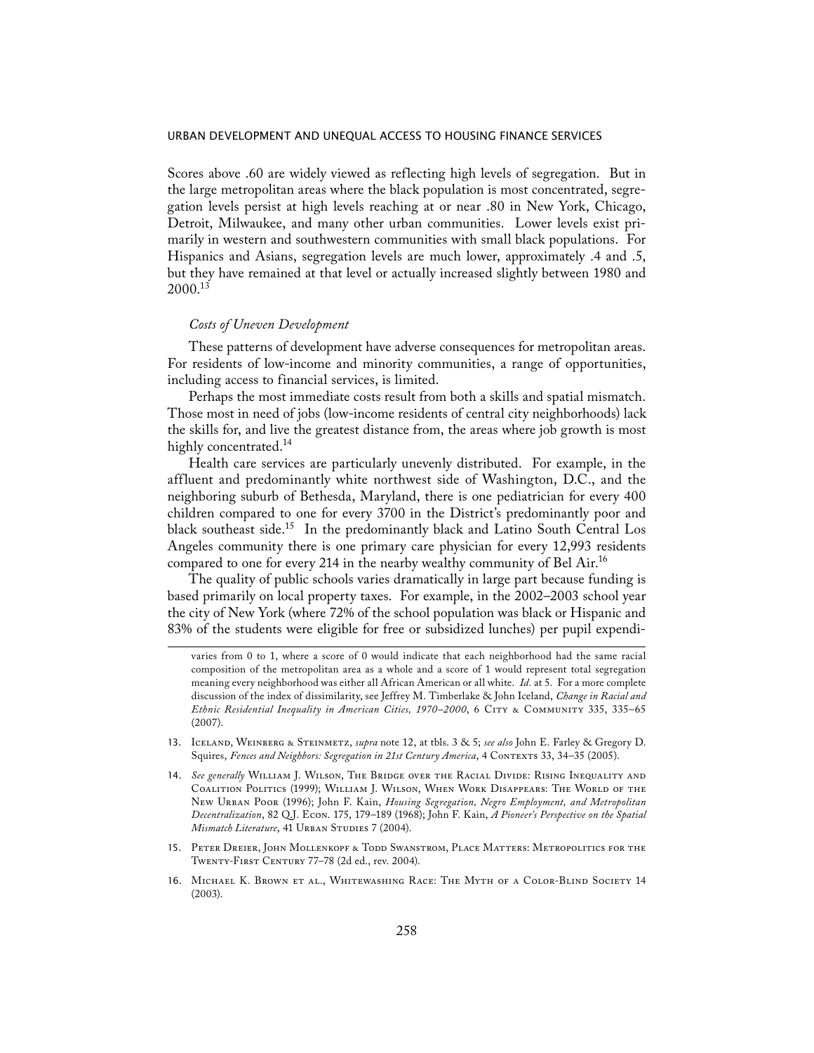Scores above .60 are widely viewed as reflecting high levels of segregation. But in the large metropolitan areas where the black population is most concentrated, segregation levels persist at high levels reaching at or near .80 in New York, Chicago, Detroit, Milwaukee, and many other urban communities. Lower levels exist primarily in western and southwestern communities with small black populations. For Hispanics and Asians, segregation levels are much lower, approximately .4 and .5, but they have remained at that level or actually increased slightly between 1980 and 2000.[13]

### *Costs of Uneven Development*

These patterns of development have adverse consequences for metropolitan areas. For residents of low-income and minority communities, a range of opportunities, including access to financial services, is limited.

Perhaps the most immediate costs result from both a skills and spatial mismatch. Those most in need of jobs (low-income residents of central city neighborhoods) lack the skills for, and live the greatest distance from, the areas where job growth is most highly concentrated.[14]

Health care services are particularly unevenly distributed. For example, in the affluent and predominantly white northwest side of Washington, D.C., and the neighboring suburb of Bethesda, Maryland, there is one pediatrician for every 400 children compared to one for every 3700 in the District's predominantly poor and black southeast side.[15] In the predominantly black and Latino South Central Los Angeles community there is one primary care physician for every 12,993 residents compared to one for every 214 in the nearby wealthy community of Bel Air.[16]

The quality of public schools varies dramatically in large part because funding is based primarily on local property taxes. For example, in the 2002–2003 school year the city of New York (where 72% of the school population was black or Hispanic and 83% of the students were eligible for free or subsidized lunches) per pupil expendi-

---

varies from 0 to 1, where a score of 0 would indicate that each neighborhood had the same racial composition of the metropolitan area as a whole and a score of 1 would represent total segregation meaning every neighborhood was either all African American or all white. *Id.* at 5. For a more complete discussion of the index of dissimilarity, see Jeffrey M. Timberlake & John Iceland, *Change in Racial and Ethnic Residential Inequality in American Cities, 1970–2000*, 6 City & Community 335, 335–65 (2007).

13. Iceland, Weinberg & Steinmetz, *supra* note 12, at tbls. 3 & 5; *see also* John E. Farley & Gregory D. Squires, *Fences and Neighbors: Segregation in 21st Century America*, 4 Contexts 33, 34–35 (2005).

14. *See generally* William J. Wilson, The Bridge over the Racial Divide: Rising Inequality and Coalition Politics (1999); William J. Wilson, When Work Disappears: The World of the New Urban Poor (1996); John F. Kain, *Housing Segregation, Negro Employment, and Metropolitan Decentralization*, 82 Q.J. Econ. 175, 179–189 (1968); John F. Kain, *A Pioneer's Perspective on the Spatial Mismatch Literature*, 41 Urban Studies 7 (2004).

15. Peter Dreier, John Mollenkopf & Todd Swanstrom, Place Matters: Metropolitics for the Twenty-First Century 77–78 (2d ed., rev. 2004).

16. Michael K. Brown et al., Whitewashing Race: The Myth of a Color-Blind Society 14 (2003).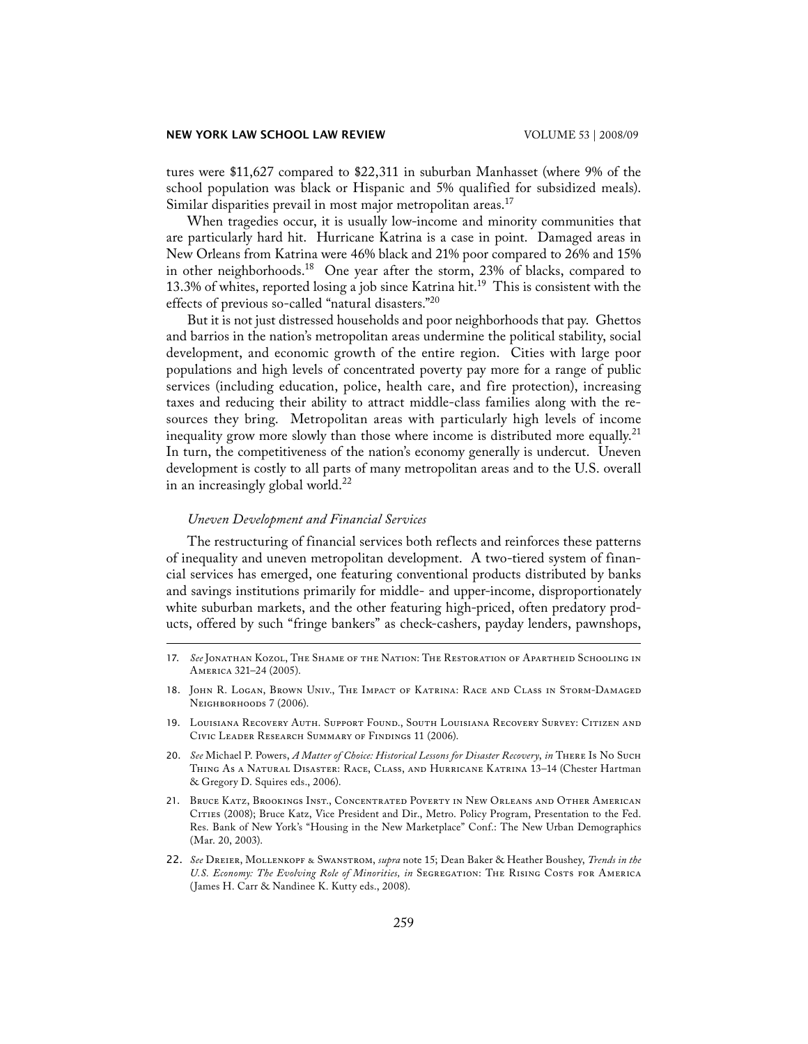tures were $11,627 compared to $22,311 in suburban Manhasset (where 9% of the school population was black or Hispanic and 5% qualified for subsidized meals). Similar disparities prevail in most major metropolitan areas.[17]

When tragedies occur, it is usually low-income and minority communities that are particularly hard hit. Hurricane Katrina is a case in point. Damaged areas in New Orleans from Katrina were 46% black and 21% poor compared to 26% and 15% in other neighborhoods.[18] One year after the storm, 23% of blacks, compared to 13.3% of whites, reported losing a job since Katrina hit.[19] This is consistent with the effects of previous so-called "natural disasters."[20]

But it is not just distressed households and poor neighborhoods that pay. Ghettos and barrios in the nation's metropolitan areas undermine the political stability, social development, and economic growth of the entire region. Cities with large poor populations and high levels of concentrated poverty pay more for a range of public services (including education, police, health care, and fire protection), increasing taxes and reducing their ability to attract middle-class families along with the resources they bring. Metropolitan areas with particularly high levels of income inequality grow more slowly than those where income is distributed more equally.[21] In turn, the competitiveness of the nation's economy generally is undercut. Uneven development is costly to all parts of many metropolitan areas and to the U.S. overall in an increasingly global world.[22]

### *Uneven Development and Financial Services*

The restructuring of financial services both reflects and reinforces these patterns of inequality and uneven metropolitan development. A two-tiered system of financial services has emerged, one featuring conventional products distributed by banks and savings institutions primarily for middle- and upper-income, disproportionately white suburban markets, and the other featuring high-priced, often predatory products, offered by such "fringe bankers" as check-cashers, payday lenders, pawnshops,

---

17. *See* Jonathan Kozol, The Shame of the Nation: The Restoration of Apartheid Schooling in America 321–24 (2005).

18. John R. Logan, Brown Univ., The Impact of Katrina: Race and Class in Storm-Damaged Neighborhoods 7 (2006).

19. Louisiana Recovery Auth. Support Found., South Louisiana Recovery Survey: Citizen and Civic Leader Research Summary of Findings 11 (2006).

20. *See* Michael P. Powers, *A Matter of Choice: Historical Lessons for Disaster Recovery*, *in* There Is No Such Thing As a Natural Disaster: Race, Class, and Hurricane Katrina 13–14 (Chester Hartman & Gregory D. Squires eds., 2006).

21. Bruce Katz, Brookings Inst., Concentrated Poverty in New Orleans and Other American Cities (2008); Bruce Katz, Vice President and Dir., Metro. Policy Program, Presentation to the Fed. Res. Bank of New York's "Housing in the New Marketplace" Conf.: The New Urban Demographics (Mar. 20, 2003).

22. *See* Dreier, Mollenkopf & Swanstrom, *supra* note 15; Dean Baker & Heather Boushey, *Trends in the U.S. Economy: The Evolving Role of Minorities, in* Segregation: The Rising Costs for America (James H. Carr & Nandinee K. Kutty eds., 2008).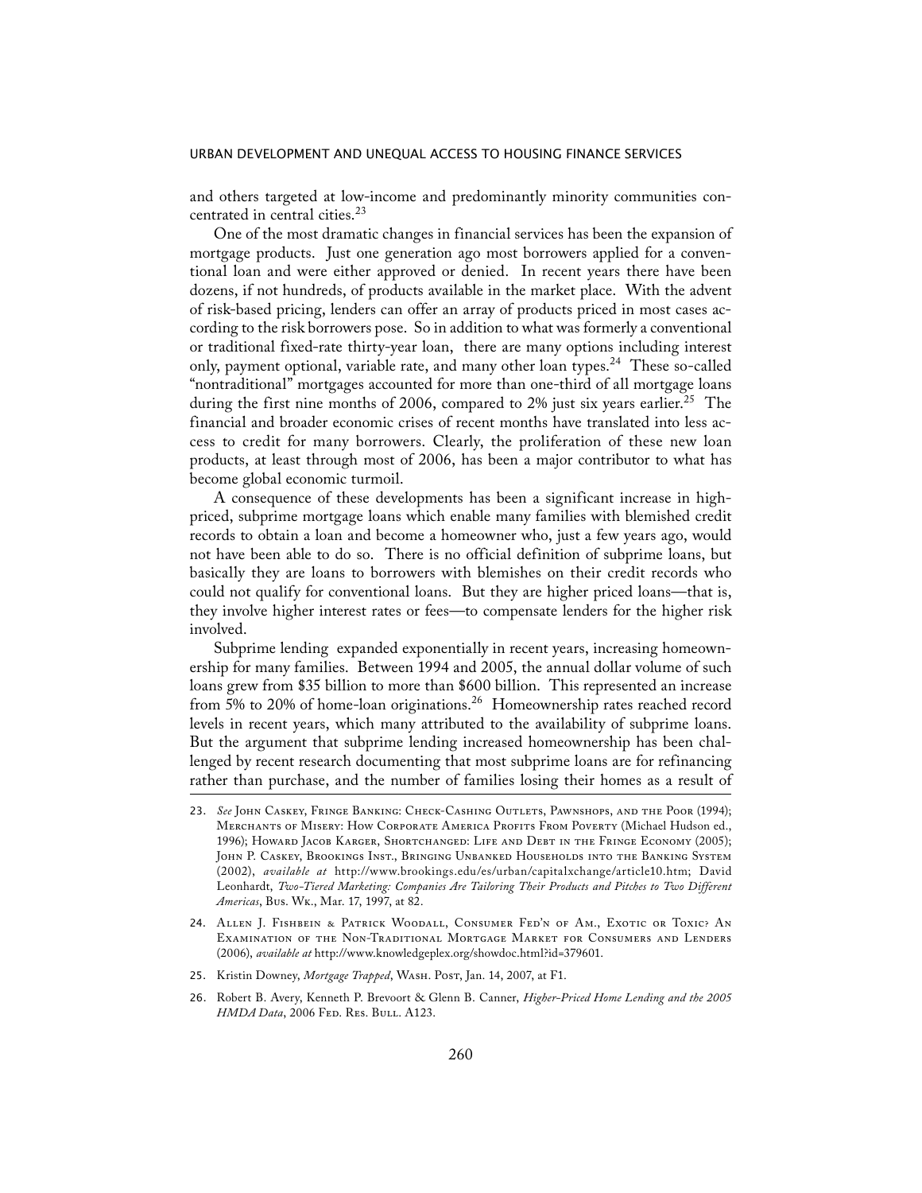and others targeted at low-income and predominantly minority communities concentrated in central cities.[23]

One of the most dramatic changes in financial services has been the expansion of mortgage products. Just one generation ago most borrowers applied for a conventional loan and were either approved or denied. In recent years there have been dozens, if not hundreds, of products available in the market place. With the advent of risk-based pricing, lenders can offer an array of products priced in most cases according to the risk borrowers pose. So in addition to what was formerly a conventional or traditional fixed-rate thirty-year loan, there are many options including interest only, payment optional, variable rate, and many other loan types.[24] These so-called "nontraditional" mortgages accounted for more than one-third of all mortgage loans during the first nine months of 2006, compared to 2% just six years earlier.[25] The financial and broader economic crises of recent months have translated into less access to credit for many borrowers. Clearly, the proliferation of these new loan products, at least through most of 2006, has been a major contributor to what has become global economic turmoil.

A consequence of these developments has been a significant increase in high-priced, subprime mortgage loans which enable many families with blemished credit records to obtain a loan and become a homeowner who, just a few years ago, would not have been able to do so. There is no official definition of subprime loans, but basically they are loans to borrowers with blemishes on their credit records who could not qualify for conventional loans. But they are higher priced loans—that is, they involve higher interest rates or fees—to compensate lenders for the higher risk involved.

Subprime lending expanded exponentially in recent years, increasing homeownership for many families. Between 1994 and 2005, the annual dollar volume of such loans grew from $35 billion to more than $600 billion. This represented an increase from 5% to 20% of home-loan originations.[26] Homeownership rates reached record levels in recent years, which many attributed to the availability of subprime loans. But the argument that subprime lending increased homeownership has been challenged by recent research documenting that most subprime loans are for refinancing rather than purchase, and the number of families losing their homes as a result of

---

23. *See* John Caskey, Fringe Banking: Check-Cashing Outlets, Pawnshops, and the Poor (1994); Merchants of Misery: How Corporate America Profits From Poverty (Michael Hudson ed., 1996); Howard Jacob Karger, Shortchanged: Life and Debt in the Fringe Economy (2005); John P. Caskey, Brookings Inst., Bringing Unbanked Households into the Banking System (2002), *available at* http://www.brookings.edu/es/urban/capitalxchange/article10.htm; David Leonhardt, *Two-Tiered Marketing: Companies Are Tailoring Their Products and Pitches to Two Different Americas*, Bus. Wk., Mar. 17, 1997, at 82.

24. Allen J. Fishbein & Patrick Woodall, Consumer Fed'n of Am., Exotic or Toxic? An Examination of the Non-Traditional Mortgage Market for Consumers and Lenders (2006), *available at* http://www.knowledgeplex.org/showdoc.html?id=379601.

25. Kristin Downey, *Mortgage Trapped*, Wash. Post, Jan. 14, 2007, at F1.

26. Robert B. Avery, Kenneth P. Brevoort & Glenn B. Canner, *Higher-Priced Home Lending and the 2005 HMDA Data*, 2006 Fed. Res. Bull. A123.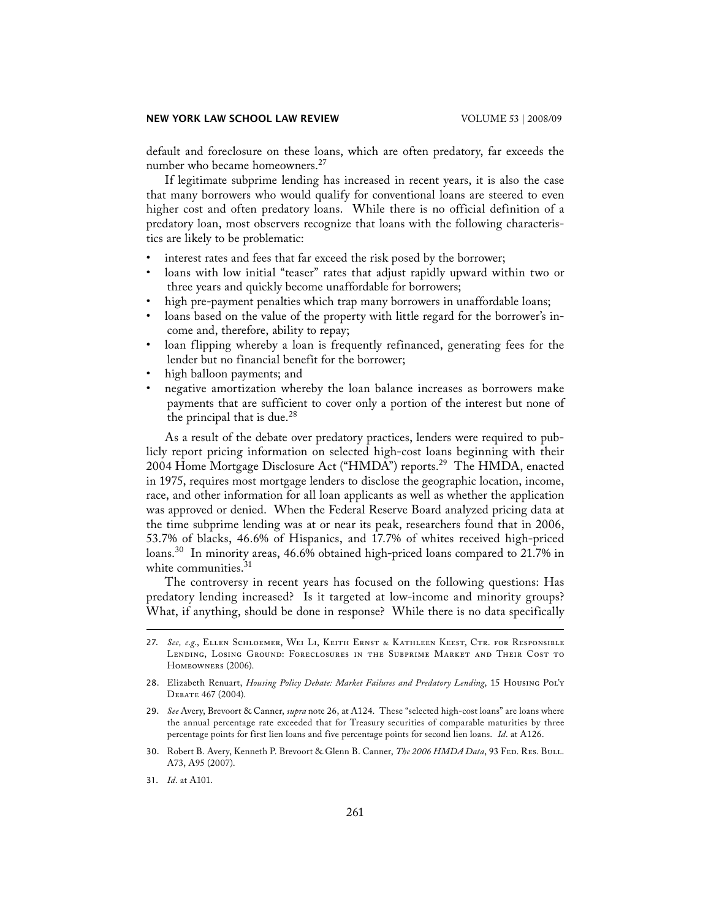default and foreclosure on these loans, which are often predatory, far exceeds the number who became homeowners.[27]

If legitimate subprime lending has increased in recent years, it is also the case that many borrowers who would qualify for conventional loans are steered to even higher cost and often predatory loans. While there is no official definition of a predatory loan, most observers recognize that loans with the following characteristics are likely to be problematic:

- interest rates and fees that far exceed the risk posed by the borrower;
- loans with low initial "teaser" rates that adjust rapidly upward within two or three years and quickly become unaffordable for borrowers;
- high pre-payment penalties which trap many borrowers in unaffordable loans;
- loans based on the value of the property with little regard for the borrower's income and, therefore, ability to repay;
- loan flipping whereby a loan is frequently refinanced, generating fees for the lender but no financial benefit for the borrower;
- high balloon payments; and
- negative amortization whereby the loan balance increases as borrowers make payments that are sufficient to cover only a portion of the interest but none of the principal that is due.[28]

As a result of the debate over predatory practices, lenders were required to publicly report pricing information on selected high-cost loans beginning with their 2004 Home Mortgage Disclosure Act ("HMDA") reports.[29] The HMDA, enacted in 1975, requires most mortgage lenders to disclose the geographic location, income, race, and other information for all loan applicants as well as whether the application was approved or denied. When the Federal Reserve Board analyzed pricing data at the time subprime lending was at or near its peak, researchers found that in 2006, 53.7% of blacks, 46.6% of Hispanics, and 17.7% of whites received high-priced loans.[30] In minority areas, 46.6% obtained high-priced loans compared to 21.7% in white communities.[31]

The controversy in recent years has focused on the following questions: Has predatory lending increased? Is it targeted at low-income and minority groups? What, if anything, should be done in response? While there is no data specifically

---

27. *See, e.g.*, Ellen Schloemer, Wei Li, Keith Ernst & Kathleen Keest, Ctr. for Responsible Lending, Losing Ground: Foreclosures in the Subprime Market and Their Cost to Homeowners (2006).

28. Elizabeth Renuart, *Housing Policy Debate: Market Failures and Predatory Lending*, 15 Housing Pol'y Debate 467 (2004).

29. *See* Avery, Brevoort & Canner, *supra* note 26, at A124. These "selected high-cost loans" are loans where the annual percentage rate exceeded that for Treasury securities of comparable maturities by three percentage points for first lien loans and five percentage points for second lien loans. *Id*. at A126.

30. Robert B. Avery, Kenneth P. Brevoort & Glenn B. Canner, *The 2006 HMDA Data*, 93 Fed. Res. Bull. A73, A95 (2007).

31. *Id*. at A101.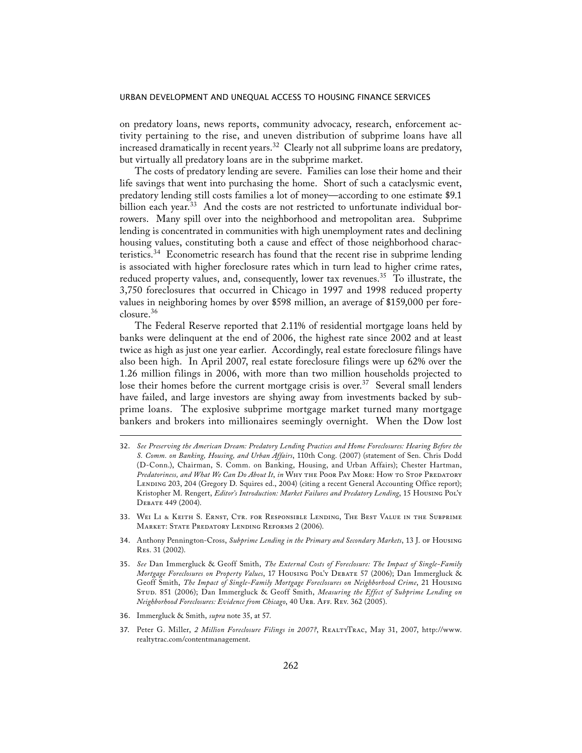on predatory loans, news reports, community advocacy, research, enforcement activity pertaining to the rise, and uneven distribution of subprime loans have all increased dramatically in recent years.[32] Clearly not all subprime loans are predatory, but virtually all predatory loans are in the subprime market.

The costs of predatory lending are severe. Families can lose their home and their life savings that went into purchasing the home. Short of such a cataclysmic event, predatory lending still costs families a lot of money—according to one estimate $9.1 billion each year.[33] And the costs are not restricted to unfortunate individual borrowers. Many spill over into the neighborhood and metropolitan area. Subprime lending is concentrated in communities with high unemployment rates and declining housing values, constituting both a cause and effect of those neighborhood characteristics.[34] Econometric research has found that the recent rise in subprime lending is associated with higher foreclosure rates which in turn lead to higher crime rates, reduced property values, and, consequently, lower tax revenues.[35] To illustrate, the 3,750 foreclosures that occurred in Chicago in 1997 and 1998 reduced property values in neighboring homes by over $598 million, an average of $159,000 per foreclosure.[36]

The Federal Reserve reported that 2.11% of residential mortgage loans held by banks were delinquent at the end of 2006, the highest rate since 2002 and at least twice as high as just one year earlier. Accordingly, real estate foreclosure filings have also been high. In April 2007, real estate foreclosure filings were up 62% over the 1.26 million filings in 2006, with more than two million households projected to lose their homes before the current mortgage crisis is over.[37] Several small lenders have failed, and large investors are shying away from investments backed by subprime loans. The explosive subprime mortgage market turned many mortgage bankers and brokers into millionaires seemingly overnight. When the Dow lost

---

32. *See Preserving the American Dream: Predatory Lending Practices and Home Foreclosures: Hearing Before the S. Comm. on Banking, Housing, and Urban Affairs*, 110th Cong. (2007) (statement of Sen. Chris Dodd (D-Conn.), Chairman, S. Comm. on Banking, Housing, and Urban Affairs); Chester Hartman, *Predatoriness, and What We Can Do About It*, *in* Why the Poor Pay More: How to Stop Predatory Lending 203, 204 (Gregory D. Squires ed., 2004) (citing a recent General Accounting Office report); Kristopher M. Rengert, *Editor's Introduction: Market Failures and Predatory Lending*, 15 Housing Pol'y Debate 449 (2004).

33. Wei Li & Keith S. Ernst, Ctr. for Responsible Lending, The Best Value in the Subprime Market: State Predatory Lending Reforms 2 (2006).

34. Anthony Pennington-Cross, *Subprime Lending in the Primary and Secondary Markets*, 13 J. of Housing Res. 31 (2002).

35. *See* Dan Immergluck & Geoff Smith, *The External Costs of Foreclosure: The Impact of Single-Family Mortgage Foreclosures on Property Values*, 17 Housing Pol'y Debate 57 (2006); Dan Immergluck & Geoff Smith, *The Impact of Single-Family Mortgage Foreclosures on Neighborhood Crime*, 21 Housing Stud. 851 (2006); Dan Immergluck & Geoff Smith, *Measuring the Effect of Subprime Lending on Neighborhood Foreclosures: Evidence from Chicago*, 40 Urb. Aff. Rev. 362 (2005).

36. Immergluck & Smith, *supra* note 35, at 57.

37. Peter G. Miller, *2 Million Foreclosure Filings in 2007?*, RealtyTrac, May 31, 2007, http://www.realtytrac.com/contentmanagement.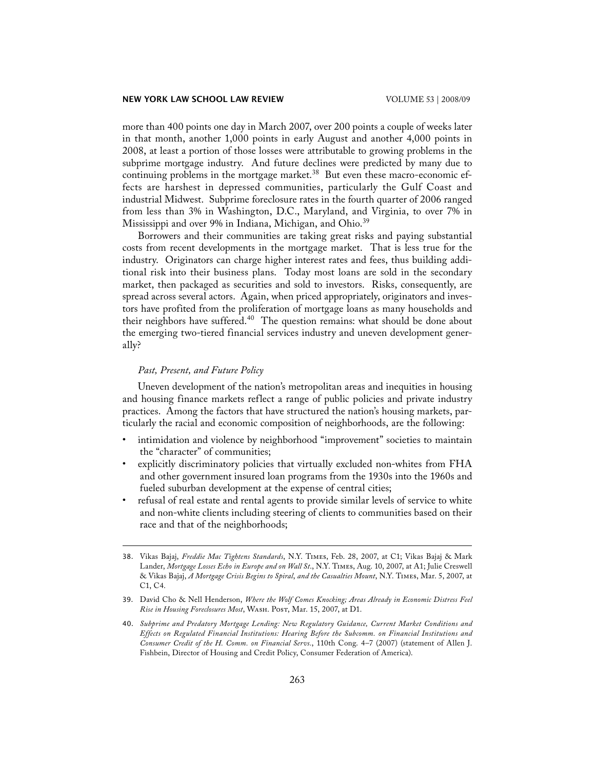more than 400 points one day in March 2007, over 200 points a couple of weeks later in that month, another 1,000 points in early August and another 4,000 points in 2008, at least a portion of those losses were attributable to growing problems in the subprime mortgage industry. And future declines were predicted by many due to continuing problems in the mortgage market.[38] But even these macro-economic effects are harshest in depressed communities, particularly the Gulf Coast and industrial Midwest. Subprime foreclosure rates in the fourth quarter of 2006 ranged from less than 3% in Washington, D.C., Maryland, and Virginia, to over 7% in Mississippi and over 9% in Indiana, Michigan, and Ohio.[39]

Borrowers and their communities are taking great risks and paying substantial costs from recent developments in the mortgage market. That is less true for the industry. Originators can charge higher interest rates and fees, thus building additional risk into their business plans. Today most loans are sold in the secondary market, then packaged as securities and sold to investors. Risks, consequently, are spread across several actors. Again, when priced appropriately, originators and investors have profited from the proliferation of mortgage loans as many households and their neighbors have suffered.[40] The question remains: what should be done about the emerging two-tiered financial services industry and uneven development generally?

*Past, Present, and Future Policy*

Uneven development of the nation's metropolitan areas and inequities in housing and housing finance markets reflect a range of public policies and private industry practices. Among the factors that have structured the nation's housing markets, particularly the racial and economic composition of neighborhoods, are the following:

- intimidation and violence by neighborhood "improvement" societies to maintain the "character" of communities;
- explicitly discriminatory policies that virtually excluded non-whites from FHA and other government insured loan programs from the 1930s into the 1960s and fueled suburban development at the expense of central cities;
- refusal of real estate and rental agents to provide similar levels of service to white and non-white clients including steering of clients to communities based on their race and that of the neighborhoods;

---

38. Vikas Bajaj, *Freddie Mac Tightens Standards*, N.Y. Times, Feb. 28, 2007, at C1; Vikas Bajaj & Mark Lander, *Mortgage Losses Echo in Europe and on Wall St.*, N.Y. Times, Aug. 10, 2007, at A1; Julie Creswell & Vikas Bajaj, *A Mortgage Crisis Begins to Spiral, and the Casualties Mount*, N.Y. Times, Mar. 5, 2007, at C1, C4.

39. David Cho & Nell Henderson, *Where the Wolf Comes Knocking; Areas Already in Economic Distress Feel Rise in Housing Foreclosures Most*, Wash. Post, Mar. 15, 2007, at D1.

40. *Subprime and Predatory Mortgage Lending: New Regulatory Guidance, Current Market Conditions and Effects on Regulated Financial Institutions: Hearing Before the Subcomm. on Financial Institutions and Consumer Credit of the H. Comm. on Financial Servs.*, 110th Cong. 4–7 (2007) (statement of Allen J. Fishbein, Director of Housing and Credit Policy, Consumer Federation of America).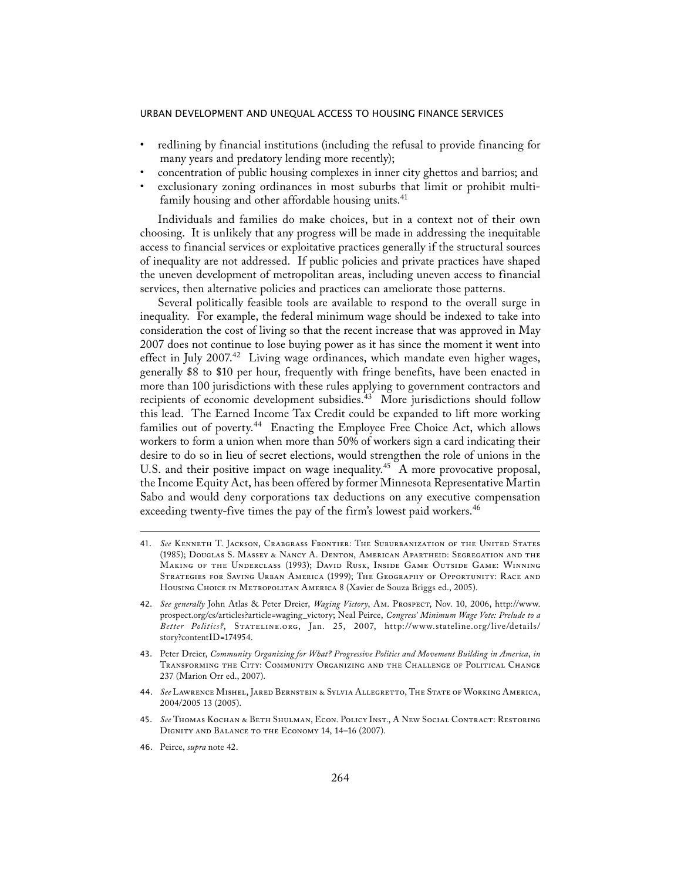- redlining by financial institutions (including the refusal to provide financing for many years and predatory lending more recently);
- concentration of public housing complexes in inner city ghettos and barrios; and
- exclusionary zoning ordinances in most suburbs that limit or prohibit multi-family housing and other affordable housing units.[41]

Individuals and families do make choices, but in a context not of their own choosing. It is unlikely that any progress will be made in addressing the inequitable access to financial services or exploitative practices generally if the structural sources of inequality are not addressed. If public policies and private practices have shaped the uneven development of metropolitan areas, including uneven access to financial services, then alternative policies and practices can ameliorate those patterns.

Several politically feasible tools are available to respond to the overall surge in inequality. For example, the federal minimum wage should be indexed to take into consideration the cost of living so that the recent increase that was approved in May 2007 does not continue to lose buying power as it has since the moment it went into effect in July 2007.[42] Living wage ordinances, which mandate even higher wages, generally $8 to $10 per hour, frequently with fringe benefits, have been enacted in more than 100 jurisdictions with these rules applying to government contractors and recipients of economic development subsidies.[43] More jurisdictions should follow this lead. The Earned Income Tax Credit could be expanded to lift more working families out of poverty.[44] Enacting the Employee Free Choice Act, which allows workers to form a union when more than 50% of workers sign a card indicating their desire to do so in lieu of secret elections, would strengthen the role of unions in the U.S. and their positive impact on wage inequality.[45] A more provocative proposal, the Income Equity Act, has been offered by former Minnesota Representative Martin Sabo and would deny corporations tax deductions on any executive compensation exceeding twenty-five times the pay of the firm's lowest paid workers.[46]

---

41. *See* Kenneth T. Jackson, Crabgrass Frontier: The Suburbanization of the United States (1985); Douglas S. Massey & Nancy A. Denton, American Apartheid: Segregation and the Making of the Underclass (1993); David Rusk, Inside Game Outside Game: Winning Strategies for Saving Urban America (1999); The Geography of Opportunity: Race and Housing Choice in Metropolitan America 8 (Xavier de Souza Briggs ed., 2005).

42. *See generally* John Atlas & Peter Dreier, *Waging Victory*, Am. Prospect, Nov. 10, 2006, http://www.prospect.org/cs/articles?article=waging_victory; Neal Peirce, *Congress' Minimum Wage Vote: Prelude to a Better Politics?*, Stateline.org, Jan. 25, 2007, http://www.stateline.org/live/details/story?contentID=174954.

43. Peter Dreier, *Community Organizing for What? Progressive Politics and Movement Building in America*, *in* Transforming the City: Community Organizing and the Challenge of Political Change 237 (Marion Orr ed., 2007).

44. *See* Lawrence Mishel, Jared Bernstein & Sylvia Allegretto, The State of Working America, 2004/2005 13 (2005).

45. *See* Thomas Kochan & Beth Shulman, Econ. Policy Inst., A New Social Contract: Restoring Dignity and Balance to the Economy 14, 14–16 (2007).

46. Peirce, *supra* note 42.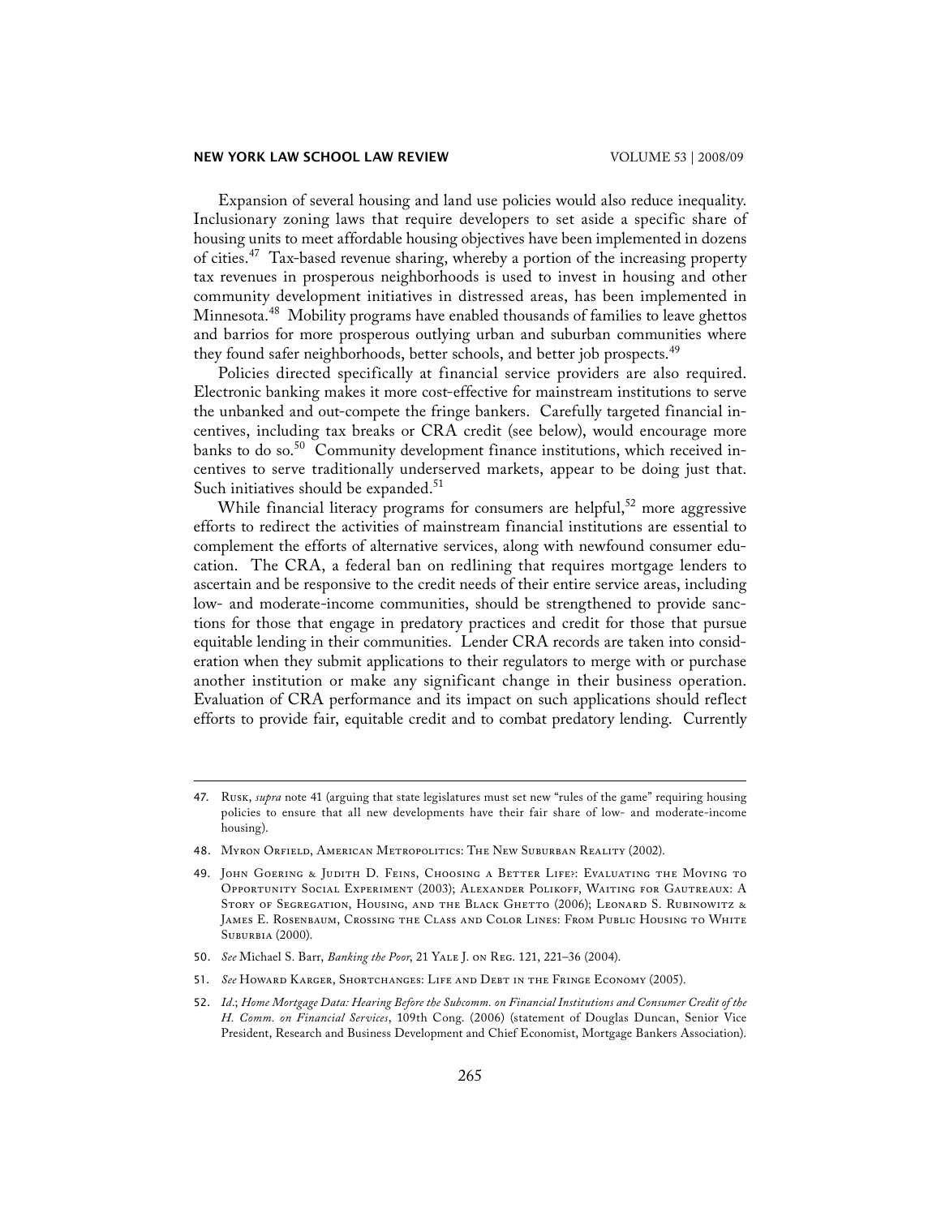Expansion of several housing and land use policies would also reduce inequality. Inclusionary zoning laws that require developers to set aside a specific share of housing units to meet affordable housing objectives have been implemented in dozens of cities.[47] Tax-based revenue sharing, whereby a portion of the increasing property tax revenues in prosperous neighborhoods is used to invest in housing and other community development initiatives in distressed areas, has been implemented in Minnesota.[48] Mobility programs have enabled thousands of families to leave ghettos and barrios for more prosperous outlying urban and suburban communities where they found safer neighborhoods, better schools, and better job prospects.[49]

Policies directed specifically at financial service providers are also required. Electronic banking makes it more cost-effective for mainstream institutions to serve the unbanked and out-compete the fringe bankers. Carefully targeted financial incentives, including tax breaks or CRA credit (see below), would encourage more banks to do so.[50] Community development finance institutions, which received incentives to serve traditionally underserved markets, appear to be doing just that. Such initiatives should be expanded.[51]

While financial literacy programs for consumers are helpful,[52] more aggressive efforts to redirect the activities of mainstream financial institutions are essential to complement the efforts of alternative services, along with newfound consumer education. The CRA, a federal ban on redlining that requires mortgage lenders to ascertain and be responsive to the credit needs of their entire service areas, including low- and moderate-income communities, should be strengthened to provide sanctions for those that engage in predatory practices and credit for those that pursue equitable lending in their communities. Lender CRA records are taken into consideration when they submit applications to their regulators to merge with or purchase another institution or make any significant change in their business operation. Evaluation of CRA performance and its impact on such applications should reflect efforts to provide fair, equitable credit and to combat predatory lending. Currently

---

47. Rusk, *supra* note 41 (arguing that state legislatures must set new "rules of the game" requiring housing policies to ensure that all new developments have their fair share of low- and moderate-income housing).

48. Myron Orfield, American Metropolitics: The New Suburban Reality (2002).

49. John Goering & Judith D. Feins, Choosing a Better Life?: Evaluating the Moving to Opportunity Social Experiment (2003); Alexander Polikoff, Waiting for Gautreaux: A Story of Segregation, Housing, and the Black Ghetto (2006); Leonard S. Rubinowitz & James E. Rosenbaum, Crossing the Class and Color Lines: From Public Housing to White Suburbia (2000).

50. *See* Michael S. Barr, *Banking the Poor*, 21 Yale J. on Reg. 121, 221–36 (2004).

51. *See* Howard Karger, Shortchanges: Life and Debt in the Fringe Economy (2005).

52. *Id.*; *Home Mortgage Data: Hearing Before the Subcomm. on Financial Institutions and Consumer Credit of the H. Comm. on Financial Services*, 109th Cong. (2006) (statement of Douglas Duncan, Senior Vice President, Research and Business Development and Chief Economist, Mortgage Bankers Association).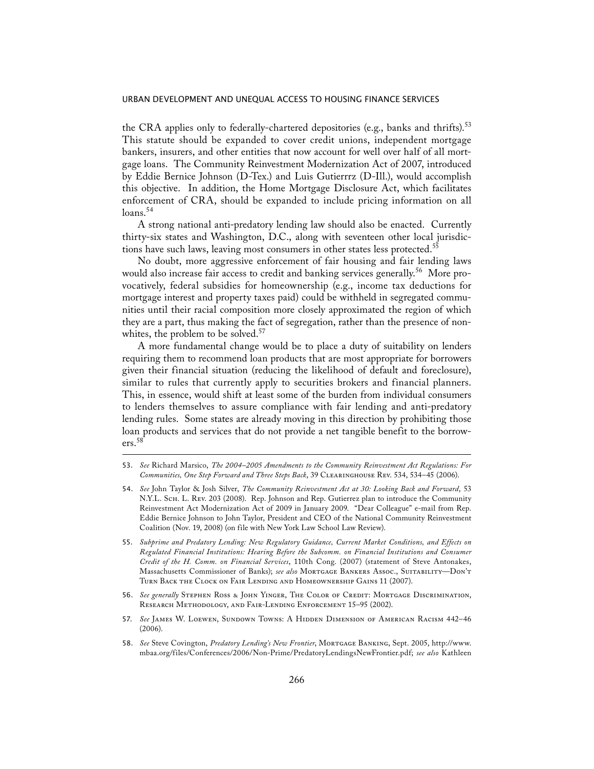the CRA applies only to federally-chartered depositories (e.g., banks and thrifts).[53] This statute should be expanded to cover credit unions, independent mortgage bankers, insurers, and other entities that now account for well over half of all mortgage loans. The Community Reinvestment Modernization Act of 2007, introduced by Eddie Bernice Johnson (D-Tex.) and Luis Gutierrrz (D-Ill.), would accomplish this objective. In addition, the Home Mortgage Disclosure Act, which facilitates enforcement of CRA, should be expanded to include pricing information on all loans.[54]

A strong national anti-predatory lending law should also be enacted. Currently thirty-six states and Washington, D.C., along with seventeen other local jurisdictions have such laws, leaving most consumers in other states less protected.[55]

No doubt, more aggressive enforcement of fair housing and fair lending laws would also increase fair access to credit and banking services generally.[56] More provocatively, federal subsidies for homeownership (e.g., income tax deductions for mortgage interest and property taxes paid) could be withheld in segregated communities until their racial composition more closely approximated the region of which they are a part, thus making the fact of segregation, rather than the presence of nonwhites, the problem to be solved.[57]

A more fundamental change would be to place a duty of suitability on lenders requiring them to recommend loan products that are most appropriate for borrowers given their financial situation (reducing the likelihood of default and foreclosure), similar to rules that currently apply to securities brokers and financial planners. This, in essence, would shift at least some of the burden from individual consumers to lenders themselves to assure compliance with fair lending and anti-predatory lending rules. Some states are already moving in this direction by prohibiting those loan products and services that do not provide a net tangible benefit to the borrowers.[58]

---

53. *See* Richard Marsico, *The 2004–2005 Amendments to the Community Reinvestment Act Regulations: For Communities, One Step Forward and Three Steps Back*, 39 Clearinghouse Rev. 534, 534–45 (2006).

54. *See* John Taylor & Josh Silver, *The Community Reinvestment Act at 30: Looking Back and Forward*, 53 N.Y.L. Sch. L. Rev. 203 (2008). Rep. Johnson and Rep. Gutierrez plan to introduce the Community Reinvestment Act Modernization Act of 2009 in January 2009. "Dear Colleague" e-mail from Rep. Eddie Bernice Johnson to John Taylor, President and CEO of the National Community Reinvestment Coalition (Nov. 19, 2008) (on file with New York Law School Law Review).

55. *Subprime and Predatory Lending: New Regulatory Guidance, Current Market Conditions, and Effects on Regulated Financial Institutions: Hearing Before the Subcomm. on Financial Institutions and Consumer Credit of the H. Comm. on Financial Services*, 110th Cong. (2007) (statement of Steve Antonakes, Massachusetts Commissioner of Banks); *see also* Mortgage Bankers Assoc., Suitability—Don't Turn Back the Clock on Fair Lending and Homeownership Gains 11 (2007).

56. *See generally* Stephen Ross & John Yinger, The Color of Credit: Mortgage Discrimination, Research Methodology, and Fair-Lending Enforcement 15–95 (2002).

57. *See* James W. Loewen, Sundown Towns: A Hidden Dimension of American Racism 442–46 (2006).

58. *See* Steve Covington, *Predatory Lending's New Frontier*, Mortgage Banking, Sept. 2005, http://www.mbaa.org/files/Conferences/2006/Non-Prime/PredatoryLendingsNewFrontier.pdf; *see also* Kathleen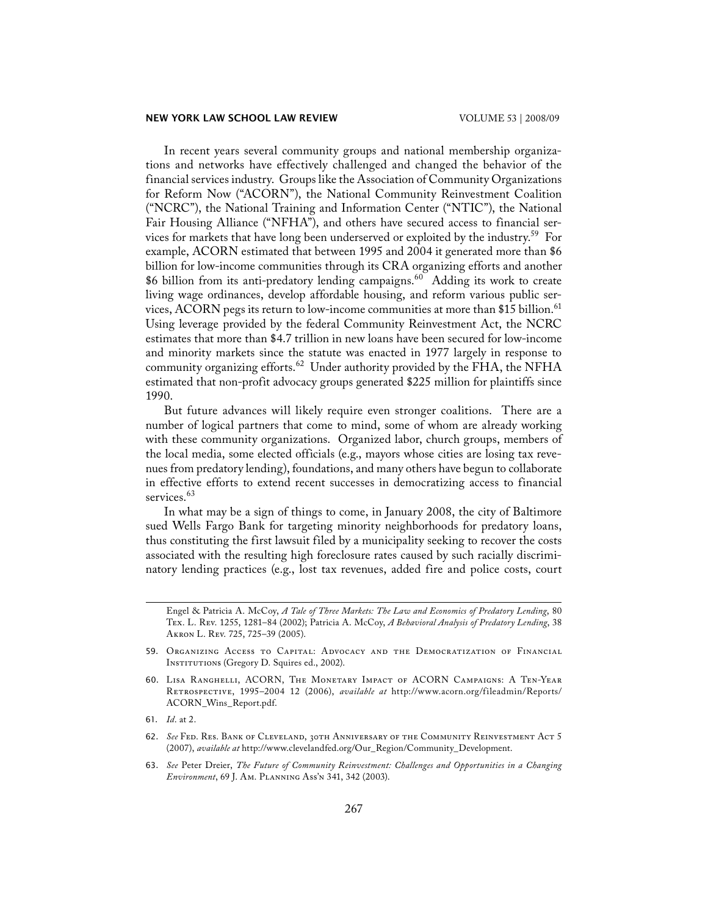In recent years several community groups and national membership organizations and networks have effectively challenged and changed the behavior of the financial services industry. Groups like the Association of Community Organizations for Reform Now ("ACORN"), the National Community Reinvestment Coalition ("NCRC"), the National Training and Information Center ("NTIC"), the National Fair Housing Alliance ("NFHA"), and others have secured access to financial services for markets that have long been underserved or exploited by the industry.[59] For example, ACORN estimated that between 1995 and 2004 it generated more than $6 billion for low-income communities through its CRA organizing efforts and another $6 billion from its anti-predatory lending campaigns.[60] Adding its work to create living wage ordinances, develop affordable housing, and reform various public services, ACORN pegs its return to low-income communities at more than $15 billion.[61] Using leverage provided by the federal Community Reinvestment Act, the NCRC estimates that more than $4.7 trillion in new loans have been secured for low-income and minority markets since the statute was enacted in 1977 largely in response to community organizing efforts.[62] Under authority provided by the FHA, the NFHA estimated that non-profit advocacy groups generated $225 million for plaintiffs since 1990.

But future advances will likely require even stronger coalitions. There are a number of logical partners that come to mind, some of whom are already working with these community organizations. Organized labor, church groups, members of the local media, some elected officials (e.g., mayors whose cities are losing tax revenues from predatory lending), foundations, and many others have begun to collaborate in effective efforts to extend recent successes in democratizing access to financial services.[63]

In what may be a sign of things to come, in January 2008, the city of Baltimore sued Wells Fargo Bank for targeting minority neighborhoods for predatory loans, thus constituting the first lawsuit filed by a municipality seeking to recover the costs associated with the resulting high foreclosure rates caused by such racially discriminatory lending practices (e.g., lost tax revenues, added fire and police costs, court

---

Engel & Patricia A. McCoy, *A Tale of Three Markets: The Law and Economics of Predatory Lending*, 80 Tex. L. Rev. 1255, 1281–84 (2002); Patricia A. McCoy, *A Behavioral Analysis of Predatory Lending*, 38 Akron L. Rev. 725, 725–39 (2005).

59. Organizing Access to Capital: Advocacy and the Democratization of Financial Institutions (Gregory D. Squires ed., 2002).

60. Lisa Ranghelli, ACORN, The Monetary Impact of ACORN Campaigns: A Ten-Year Retrospective, 1995–2004 12 (2006), *available at* http://www.acorn.org/fileadmin/Reports/ACORN_Wins_Report.pdf.

61. *Id*. at 2.

62. *See* Fed. Res. Bank of Cleveland, 30th Anniversary of the Community Reinvestment Act 5 (2007), *available at* http://www.clevelandfed.org/Our_Region/Community_Development.

63. *See* Peter Dreier, *The Future of Community Reinvestment: Challenges and Opportunities in a Changing Environment*, 69 J. Am. Planning Ass'n 341, 342 (2003).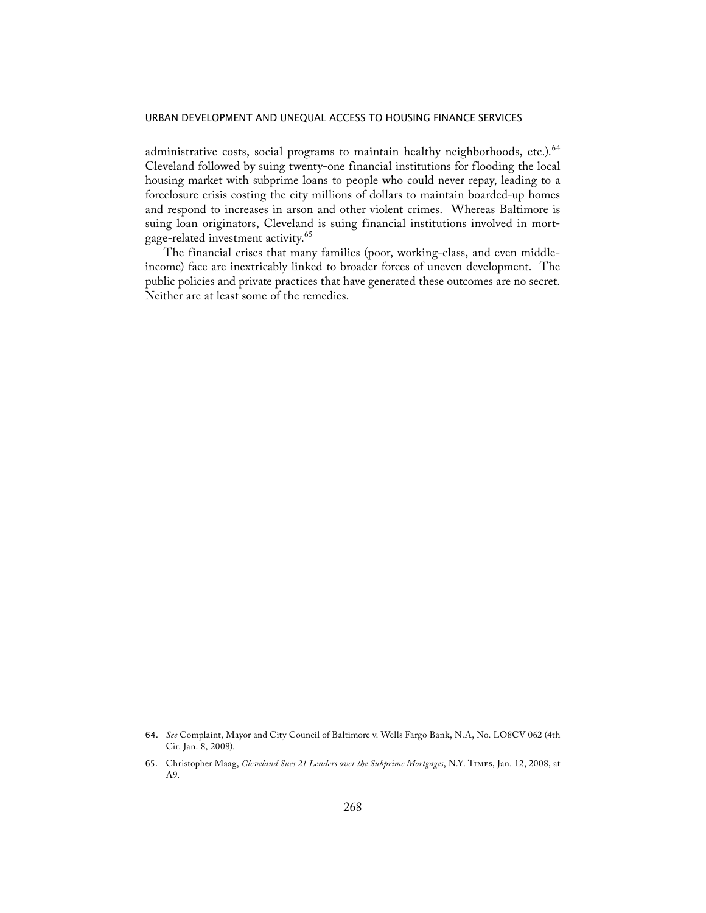administrative costs, social programs to maintain healthy neighborhoods, etc.).[64] Cleveland followed by suing twenty-one financial institutions for flooding the local housing market with subprime loans to people who could never repay, leading to a foreclosure crisis costing the city millions of dollars to maintain boarded-up homes and respond to increases in arson and other violent crimes. Whereas Baltimore is suing loan originators, Cleveland is suing financial institutions involved in mortgage-related investment activity.[65]

The financial crises that many families (poor, working-class, and even middle-income) face are inextricably linked to broader forces of uneven development. The public policies and private practices that have generated these outcomes are no secret. Neither are at least some of the remedies.

---

64. *See* Complaint, Mayor and City Council of Baltimore v. Wells Fargo Bank, N.A, No. LO8CV 062 (4th Cir. Jan. 8, 2008).

65. Christopher Maag, *Cleveland Sues 21 Lenders over the Subprime Mortgages*, N.Y. Times, Jan. 12, 2008, at A9.